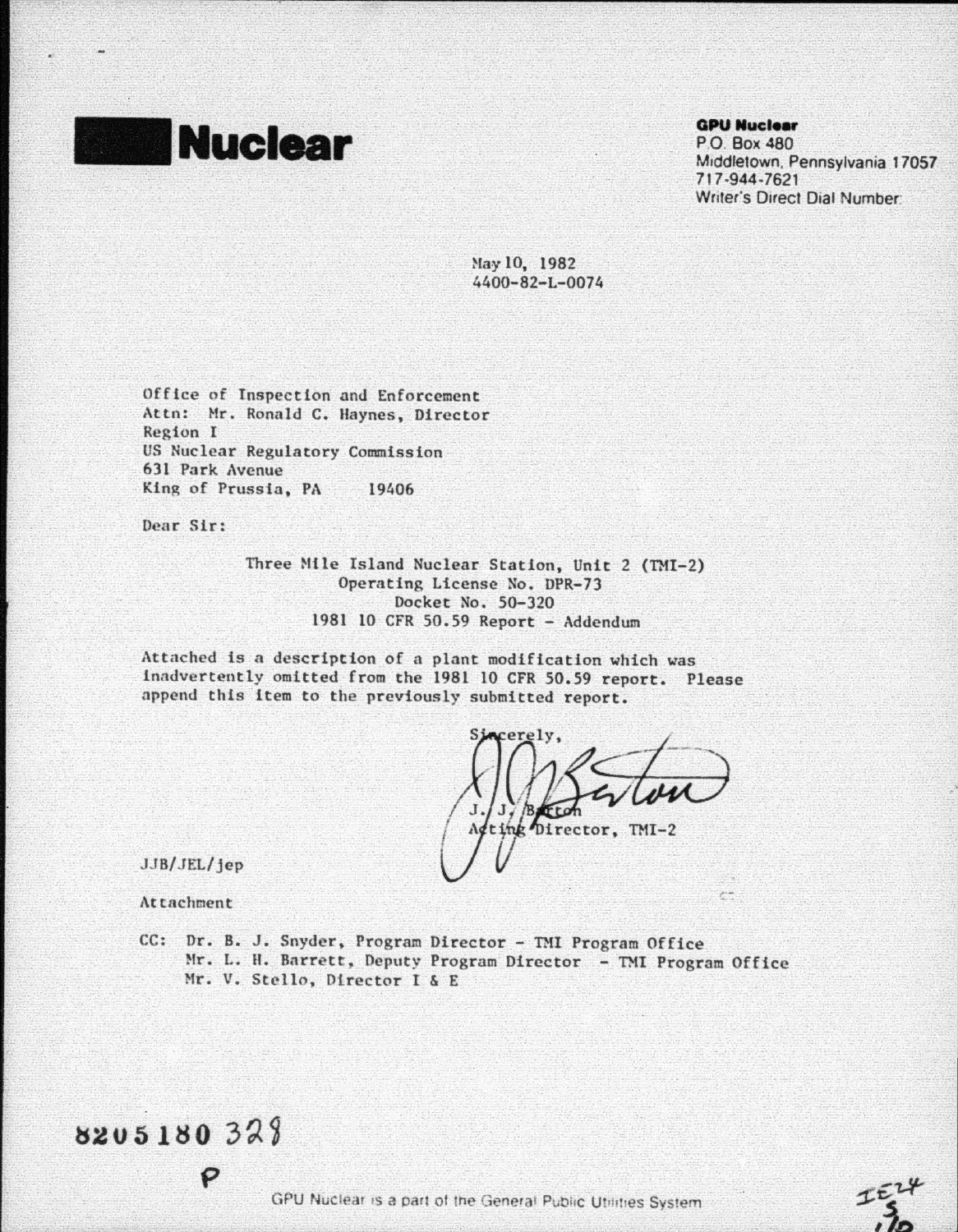# Nuclear

**GPU Nuclear**
P.O. Box 480
Middletown, Pennsylvania 17057
717-944-7621
Writer's Direct Dial Number:

May 10, 1982
4400-82-L-0074

Office of Inspection and Enforcement
Attn: Mr. Ronald C. Haynes, Director
Region I
US Nuclear Regulatory Commission
631 Park Avenue
King of Prussia, PA 19406

Dear Sir:

Three Mile Island Nuclear Station, Unit 2 (TMI-2)
Operating License No. DPR-73
Docket No. 50-320
1981 10 CFR 50.59 Report - Addendum

Attached is a description of a plant modification which was inadvertently omitted from the 1981 10 CFR 50.59 report. Please append this item to the previously submitted report.

Sincerely,

J. J. Barton
Acting Director, TMI-2

JJB/JEL/jep

Attachment

CC: Dr. B. J. Snyder, Program Director - TMI Program Office
Mr. L. H. Barrett, Deputy Program Director - TMI Program Office
Mr. V. Stello, Director I & E

8205180 328
P

GPU Nuclear is a part of the General Public Utilities System

IE24
S
1/0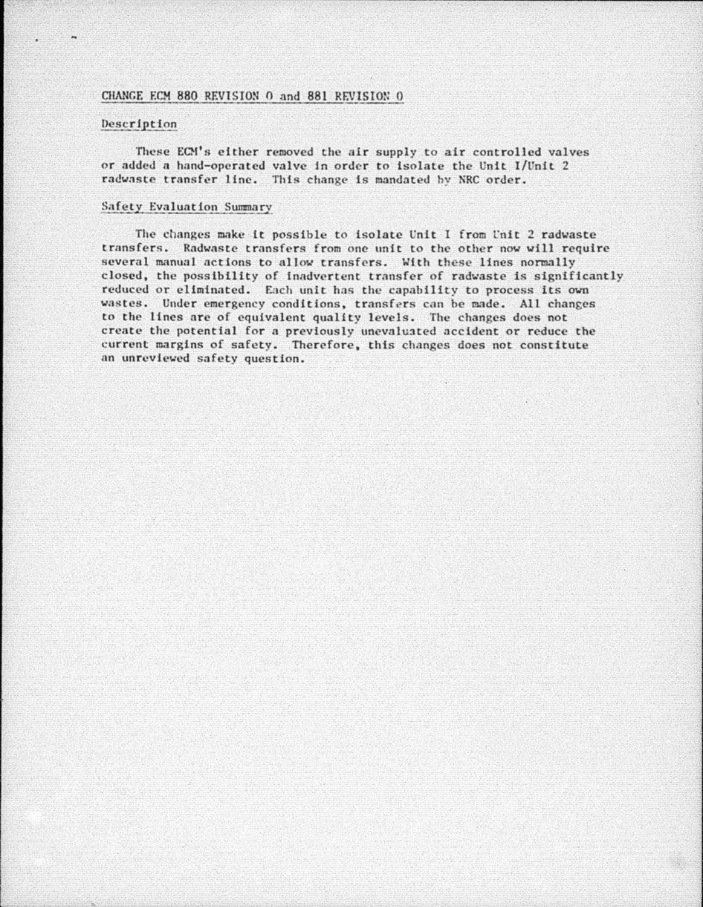CHANGE ECM 880 REVISION 0 and 881 REVISION 0

Description

These ECM's either removed the air supply to air controlled valves or added a hand-operated valve in order to isolate the Unit I/Unit 2 radwaste transfer line. This change is mandated by NRC order.

Safety Evaluation Summary

The changes make it possible to isolate Unit I from Unit 2 radwaste transfers. Radwaste transfers from one unit to the other now will require several manual actions to allow transfers. With these lines normally closed, the possibility of inadvertent transfer of radwaste is significantly reduced or eliminated. Each unit has the capability to process its own wastes. Under emergency conditions, transfers can be made. All changes to the lines are of equivalent quality levels. The changes does not create the potential for a previously unevaluated accident or reduce the current margins of safety. Therefore, this changes does not constitute an unreviewed safety question.